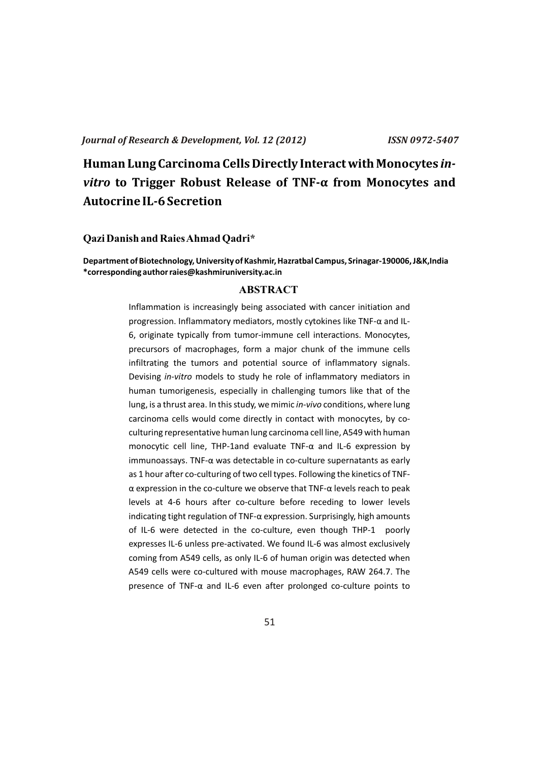*Journal of Research & Development, Vol. 12 (2012)* *ISSN 0972-5407*

# Human Lung Carcinoma Cells Directly Interact with Monocytes *in-vitro* to Trigger Robust Release of TNF-α from Monocytes and Autocrine IL-6 Secretion

**Qazi Danish and Raies Ahmad Qadri***

**Department of Biotechnology, University of Kashmir, Hazratbal Campus, Srinagar-190006, J&K, India**
***corresponding author raies@kashmiruniversity.ac.in**

## ABSTRACT

Inflammation is increasingly being associated with cancer initiation and progression. Inflammatory mediators, mostly cytokines like TNF-α and IL-6, originate typically from tumor-immune cell interactions. Monocytes, precursors of macrophages, form a major chunk of the immune cells infiltrating the tumors and potential source of inflammatory signals. Devising *in-vitro* models to study he role of inflammatory mediators in human tumorigenesis, especially in challenging tumors like that of the lung, is a thrust area. In this study, we mimic *in-vivo* conditions, where lung carcinoma cells would come directly in contact with monocytes, by co-culturing representative human lung carcinoma cell line, A549 with human monocytic cell line, THP-1and evaluate TNF-α and IL-6 expression by immunoassays. TNF-α was detectable in co-culture supernatants as early as 1 hour after co-culturing of two cell types. Following the kinetics of TNF-α expression in the co-culture we observe that TNF-α levels reach to peak levels at 4-6 hours after co-culture before receding to lower levels indicating tight regulation of TNF-α expression. Surprisingly, high amounts of IL-6 were detected in the co-culture, even though THP-1 poorly expresses IL-6 unless pre-activated. We found IL-6 was almost exclusively coming from A549 cells, as only IL-6 of human origin was detected when A549 cells were co-cultured with mouse macrophages, RAW 264.7. The presence of TNF-α and IL-6 even after prolonged co-culture points to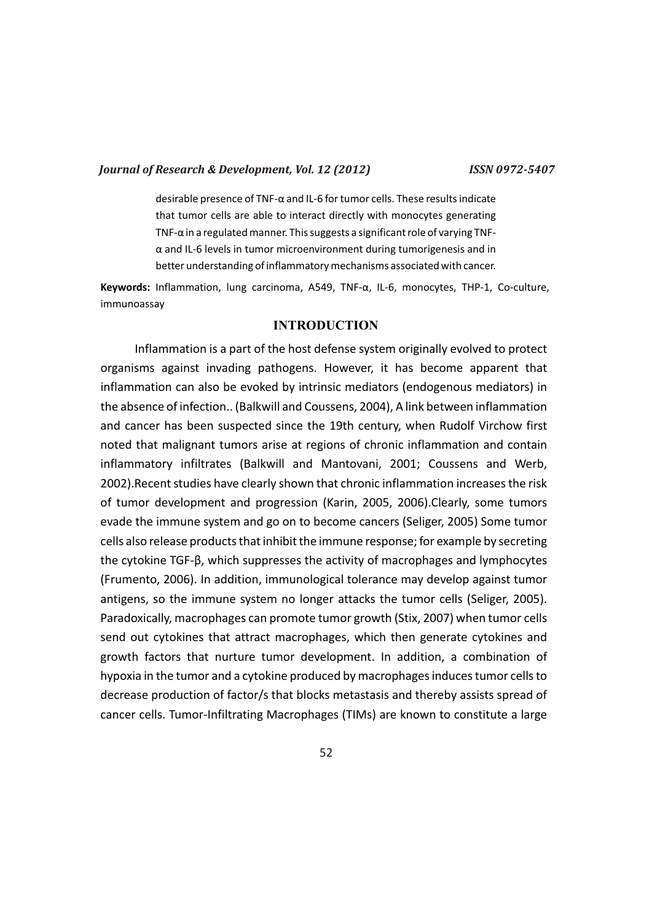desirable presence of TNF-α and IL-6 for tumor cells. These results indicate that tumor cells are able to interact directly with monocytes generating TNF-α in a regulated manner. This suggests a significant role of varying TNF-α and IL-6 levels in tumor microenvironment during tumorigenesis and in better understanding of inflammatory mechanisms associated with cancer.

**Keywords:** Inflammation, lung carcinoma, A549, TNF-α, IL-6, monocytes, THP-1, Co-culture, immunoassay

## INTRODUCTION

Inflammation is a part of the host defense system originally evolved to protect organisms against invading pathogens. However, it has become apparent that inflammation can also be evoked by intrinsic mediators (endogenous mediators) in the absence of infection.. (Balkwill and Coussens, 2004), A link between inflammation and cancer has been suspected since the 19th century, when Rudolf Virchow first noted that malignant tumors arise at regions of chronic inflammation and contain inflammatory infiltrates (Balkwill and Mantovani, 2001; Coussens and Werb, 2002).Recent studies have clearly shown that chronic inflammation increases the risk of tumor development and progression (Karin, 2005, 2006).Clearly, some tumors evade the immune system and go on to become cancers (Seliger, 2005) Some tumor cells also release products that inhibit the immune response; for example by secreting the cytokine TGF-β, which suppresses the activity of macrophages and lymphocytes (Frumento, 2006). In addition, immunological tolerance may develop against tumor antigens, so the immune system no longer attacks the tumor cells (Seliger, 2005). Paradoxically, macrophages can promote tumor growth (Stix, 2007) when tumor cells send out cytokines that attract macrophages, which then generate cytokines and growth factors that nurture tumor development. In addition, a combination of hypoxia in the tumor and a cytokine produced by macrophages induces tumor cells to decrease production of factor/s that blocks metastasis and thereby assists spread of cancer cells. Tumor-Infiltrating Macrophages (TIMs) are known to constitute a large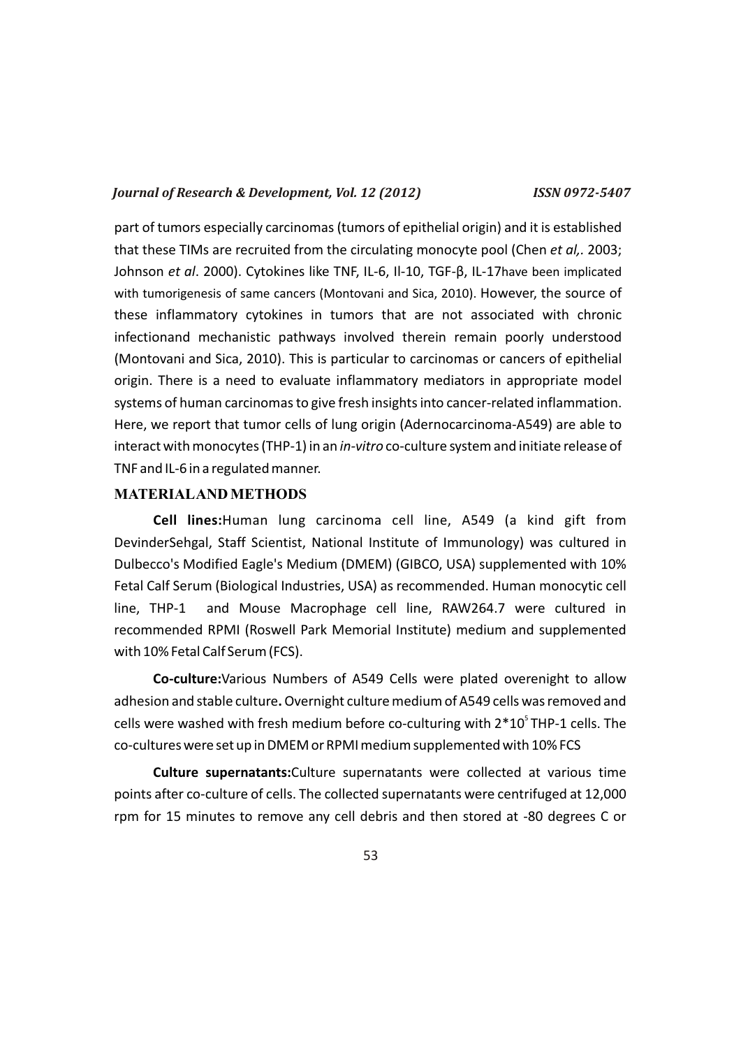part of tumors especially carcinomas (tumors of epithelial origin) and it is established that these TIMs are recruited from the circulating monocyte pool (Chen *et al,.* 2003; Johnson *et al*. 2000). Cytokines like TNF, IL-6, Il-10, TGF-β, IL-17have been implicated with tumorigenesis of same cancers (Montovani and Sica, 2010). However, the source of these inflammatory cytokines in tumors that are not associated with chronic infectionand mechanistic pathways involved therein remain poorly understood (Montovani and Sica, 2010). This is particular to carcinomas or cancers of epithelial origin. There is a need to evaluate inflammatory mediators in appropriate model systems of human carcinomas to give fresh insights into cancer-related inflammation. Here, we report that tumor cells of lung origin (Adernocarcinoma-A549) are able to interact with monocytes (THP-1) in an *in-vitro* co-culture system and initiate release of TNF and IL-6 in a regulated manner.

## MATERIALAND METHODS

**Cell lines:**Human lung carcinoma cell line, A549 (a kind gift from DevinderSehgal, Staff Scientist, National Institute of Immunology) was cultured in Dulbecco's Modified Eagle's Medium (DMEM) (GIBCO, USA) supplemented with 10% Fetal Calf Serum (Biological Industries, USA) as recommended. Human monocytic cell line, THP-1 and Mouse Macrophage cell line, RAW264.7 were cultured in recommended RPMI (Roswell Park Memorial Institute) medium and supplemented with 10% Fetal Calf Serum (FCS).

**Co-culture:**Various Numbers of A549 Cells were plated overenight to allow adhesion and stable culture**.** Overnight culture medium of A549 cells was removed and cells were washed with fresh medium before co-culturing with $2*10^5$ THP-1 cells. The co-cultures were set up in DMEM or RPMI medium supplemented with 10% FCS

**Culture supernatants:**Culture supernatants were collected at various time points after co-culture of cells. The collected supernatants were centrifuged at 12,000 rpm for 15 minutes to remove any cell debris and then stored at -80 degrees C or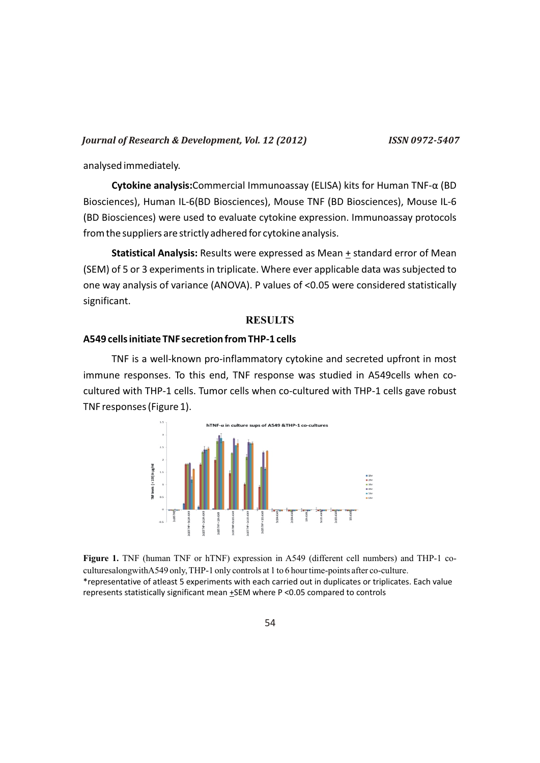analysed immediately.

**Cytokine analysis:**Commercial Immunoassay (ELISA) kits for Human TNF-α (BD Biosciences), Human IL-6(BD Biosciences), Mouse TNF (BD Biosciences), Mouse IL-6 (BD Biosciences) were used to evaluate cytokine expression. Immunoassay protocols from the suppliers are strictly adhered for cytokine analysis.

**Statistical Analysis:** Results were expressed as Mean + standard error of Mean (SEM) of 5 or 3 experiments in triplicate. Where ever applicable data was subjected to one way analysis of variance (ANOVA). P values of <0.05 were considered statistically significant.

## RESULTS

### A549 cells initiate TNF secretion from THP-1 cells

TNF is a well-known pro-inflammatory cytokine and secreted upfront in most immune responses. To this end, TNF response was studied in A549cells when co-cultured with THP-1 cells. Tumor cells when co-cultured with THP-1 cells gave robust TNF responses (Figure 1).

**Figure 1.** TNF (human TNF or hTNF) expression in A549 (different cell numbers) and THP-1 co-culturesalongwithA549 only, THP-1 only controls at 1 to 6 hour time-points after co-culture.
*representative of atleast 5 experiments with each carried out in duplicates or triplicates. Each value represents statistically significant mean +SEM where P <0.05 compared to controls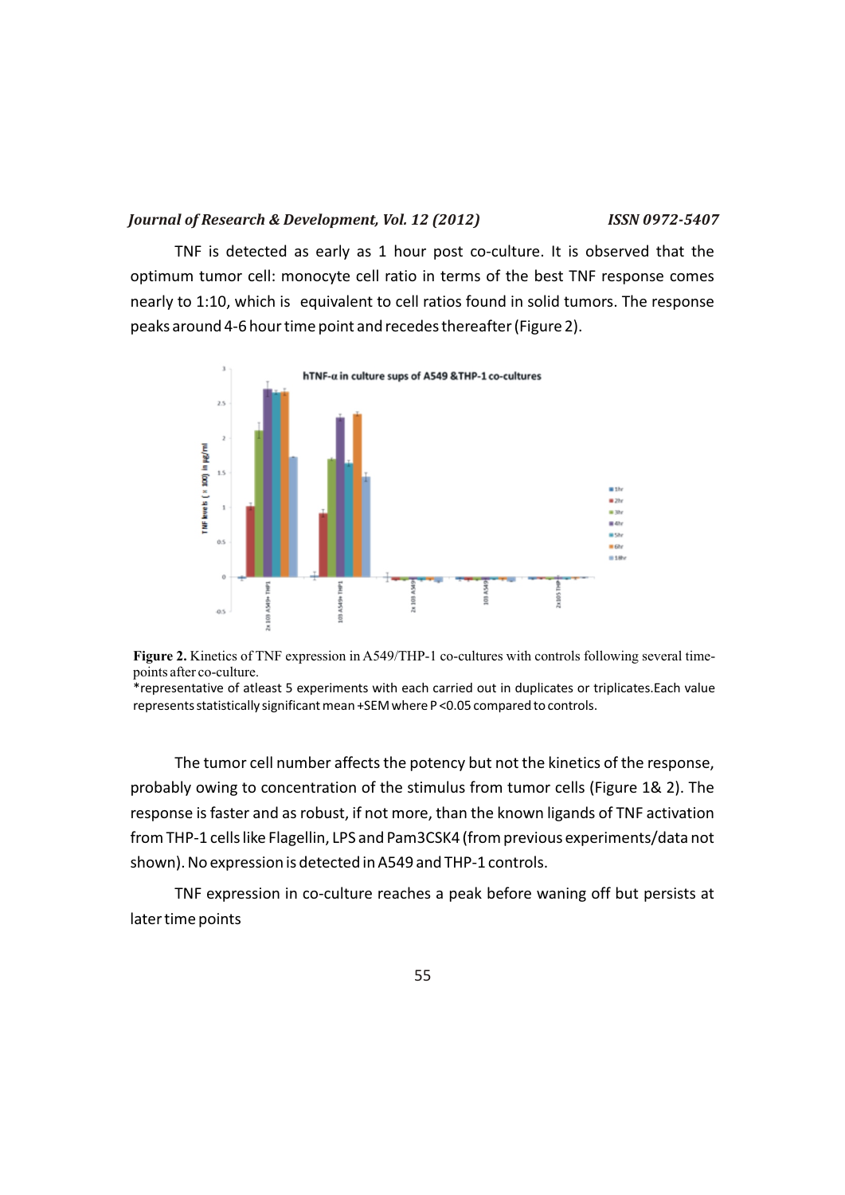TNF is detected as early as 1 hour post co-culture. It is observed that the optimum tumor cell: monocyte cell ratio in terms of the best TNF response comes nearly to 1:10, which is equivalent to cell ratios found in solid tumors. The response peaks around 4-6 hour time point and recedes thereafter (Figure 2).

**Figure 2.** Kinetics of TNF expression in A549/THP-1 co-cultures with controls following several time-points after co-culture.

*representative of atleast 5 experiments with each carried out in duplicates or triplicates.Each value represents statistically significant mean +SEM where P <0.05 compared to controls.

The tumor cell number affects the potency but not the kinetics of the response, probably owing to concentration of the stimulus from tumor cells (Figure 1& 2). The response is faster and as robust, if not more, than the known ligands of TNF activation from THP-1 cells like Flagellin, LPS and Pam3CSK4 (from previous experiments/data not shown). No expression is detected in A549 and THP-1 controls.

TNF expression in co-culture reaches a peak before waning off but persists at later time points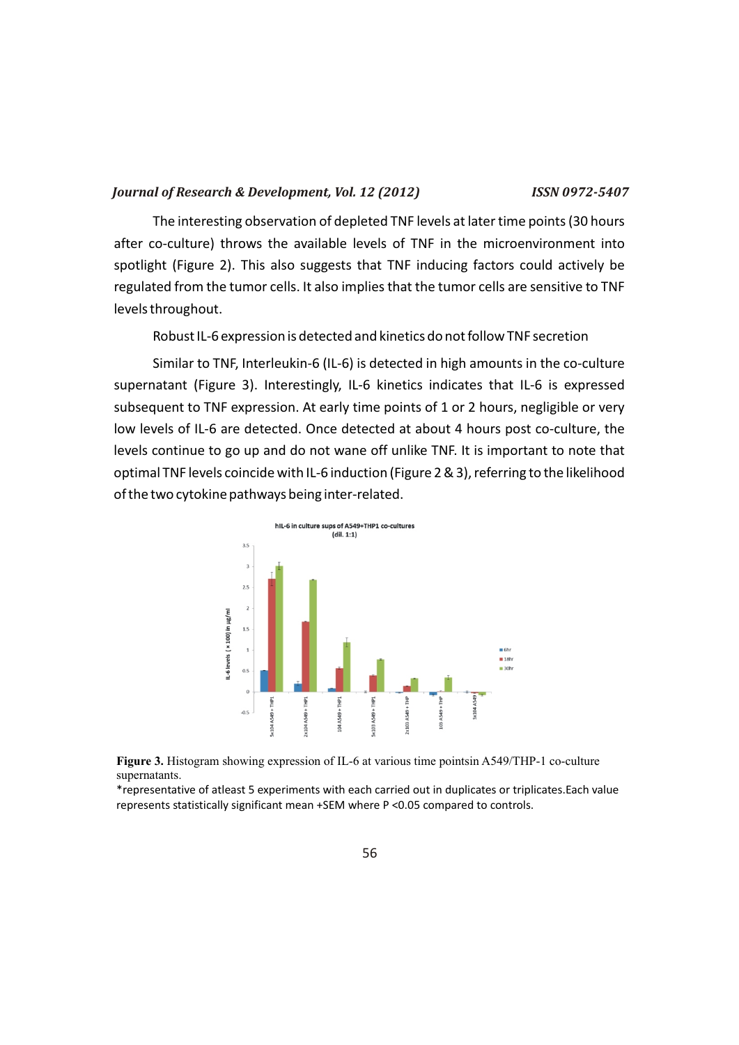The interesting observation of depleted TNF levels at later time points (30 hours after co-culture) throws the available levels of TNF in the microenvironment into spotlight (Figure 2). This also suggests that TNF inducing factors could actively be regulated from the tumor cells. It also implies that the tumor cells are sensitive to TNF levels throughout.

Robust IL-6 expression is detected and kinetics do not follow TNF secretion

Similar to TNF, Interleukin-6 (IL-6) is detected in high amounts in the co-culture supernatant (Figure 3). Interestingly, IL-6 kinetics indicates that IL-6 is expressed subsequent to TNF expression. At early time points of 1 or 2 hours, negligible or very low levels of IL-6 are detected. Once detected at about 4 hours post co-culture, the levels continue to go up and do not wane off unlike TNF. It is important to note that optimal TNF levels coincide with IL-6 induction (Figure 2 & 3), referring to the likelihood of the two cytokine pathways being inter-related.

**Figure 3.** Histogram showing expression of IL-6 at various time pointsin A549/THP-1 co-culture supernatants.

*representative of atleast 5 experiments with each carried out in duplicates or triplicates.Each value represents statistically significant mean +SEM where P <0.05 compared to controls.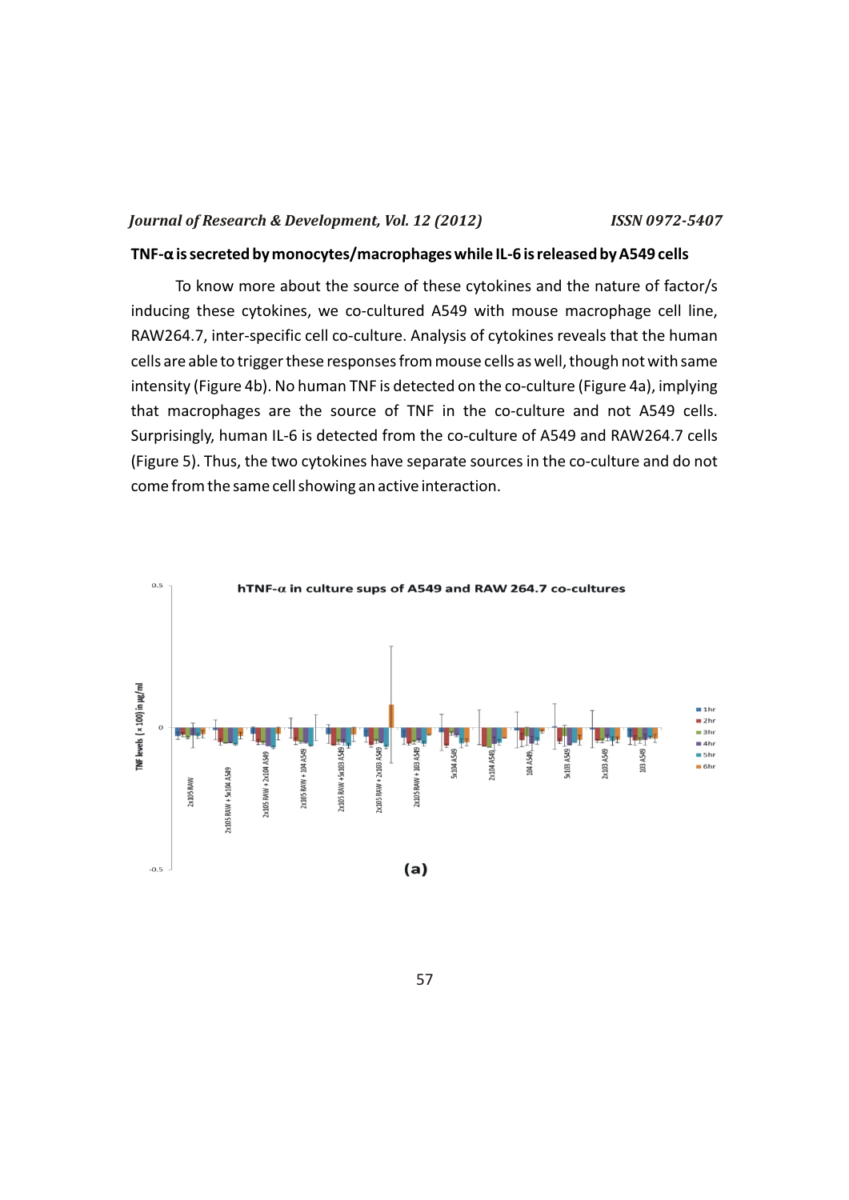**TNF-α is secreted by monocytes/macrophages while IL-6 is released by A549 cells**

To know more about the source of these cytokines and the nature of factor/s inducing these cytokines, we co-cultured A549 with mouse macrophage cell line, RAW264.7, inter-specific cell co-culture. Analysis of cytokines reveals that the human cells are able to trigger these responses from mouse cells as well, though not with same intensity (Figure 4b). No human TNF is detected on the co-culture (Figure 4a), implying that macrophages are the source of TNF in the co-culture and not A549 cells. Surprisingly, human IL-6 is detected from the co-culture of A549 and RAW264.7 cells (Figure 5). Thus, the two cytokines have separate sources in the co-culture and do not come from the same cell showing an active interaction.

hTNF-α in culture sups of A549 and RAW 264.7 co-cultures

**(a)**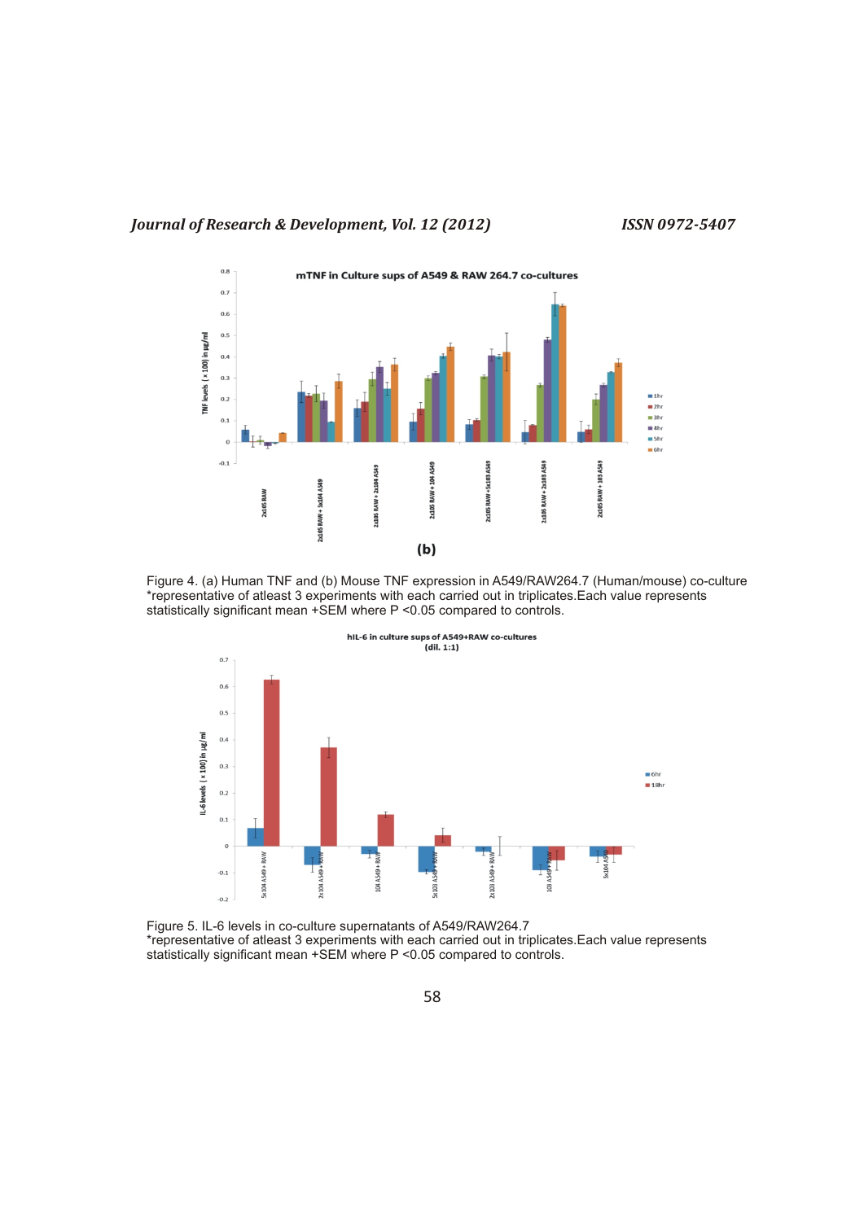(b)

Figure 4. (a) Human TNF and (b) Mouse TNF expression in A549/RAW264.7 (Human/mouse) co-culture *representative of atleast 3 experiments with each carried out in triplicates.Each value represents statistically significant mean +SEM where P <0.05 compared to controls.

Figure 5. IL-6 levels in co-culture supernatants of A549/RAW264.7 *representative of atleast 3 experiments with each carried out in triplicates.Each value represents statistically significant mean +SEM where P <0.05 compared to controls.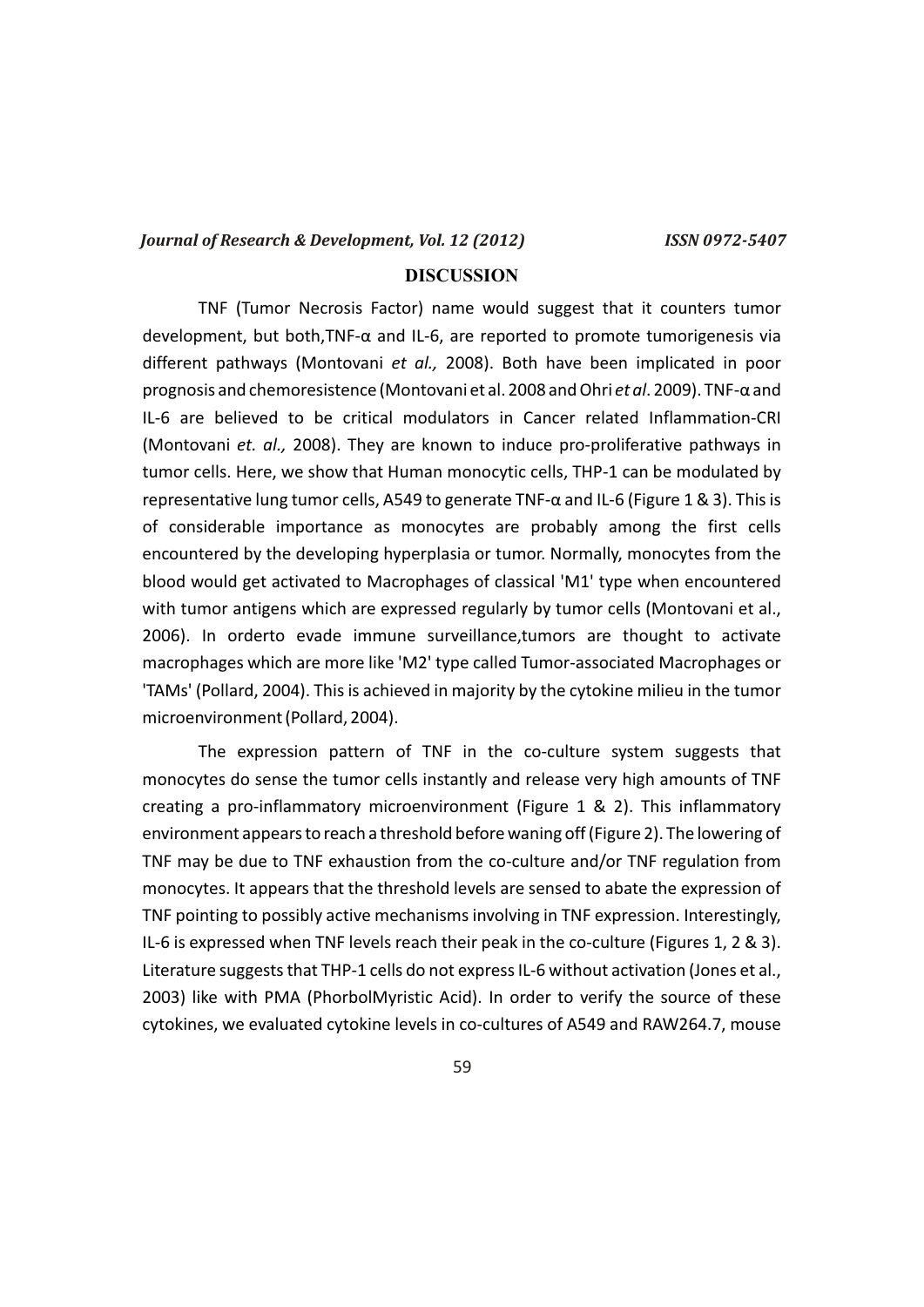## DISCUSSION

TNF (Tumor Necrosis Factor) name would suggest that it counters tumor development, but both,TNF-α and IL-6, are reported to promote tumorigenesis via different pathways (Montovani *et al.,* 2008). Both have been implicated in poor prognosis and chemoresistence (Montovani et al. 2008 and Ohri *et al*. 2009). TNF-α and IL-6 are believed to be critical modulators in Cancer related Inflammation-CRI (Montovani *et. al.,* 2008). They are known to induce pro-proliferative pathways in tumor cells. Here, we show that Human monocytic cells, THP-1 can be modulated by representative lung tumor cells, A549 to generate TNF-α and IL-6 (Figure 1 & 3). This is of considerable importance as monocytes are probably among the first cells encountered by the developing hyperplasia or tumor. Normally, monocytes from the blood would get activated to Macrophages of classical 'M1' type when encountered with tumor antigens which are expressed regularly by tumor cells (Montovani et al., 2006). In orderto evade immune surveillance,tumors are thought to activate macrophages which are more like 'M2' type called Tumor-associated Macrophages or 'TAMs' (Pollard, 2004). This is achieved in majority by the cytokine milieu in the tumor microenvironment (Pollard, 2004).

The expression pattern of TNF in the co-culture system suggests that monocytes do sense the tumor cells instantly and release very high amounts of TNF creating a pro-inflammatory microenvironment (Figure 1 & 2). This inflammatory environment appears to reach a threshold before waning off (Figure 2). The lowering of TNF may be due to TNF exhaustion from the co-culture and/or TNF regulation from monocytes. It appears that the threshold levels are sensed to abate the expression of TNF pointing to possibly active mechanisms involving in TNF expression. Interestingly, IL-6 is expressed when TNF levels reach their peak in the co-culture (Figures 1, 2 & 3). Literature suggests that THP-1 cells do not express IL-6 without activation (Jones et al., 2003) like with PMA (PhorbolMyristic Acid). In order to verify the source of these cytokines, we evaluated cytokine levels in co-cultures of A549 and RAW264.7, mouse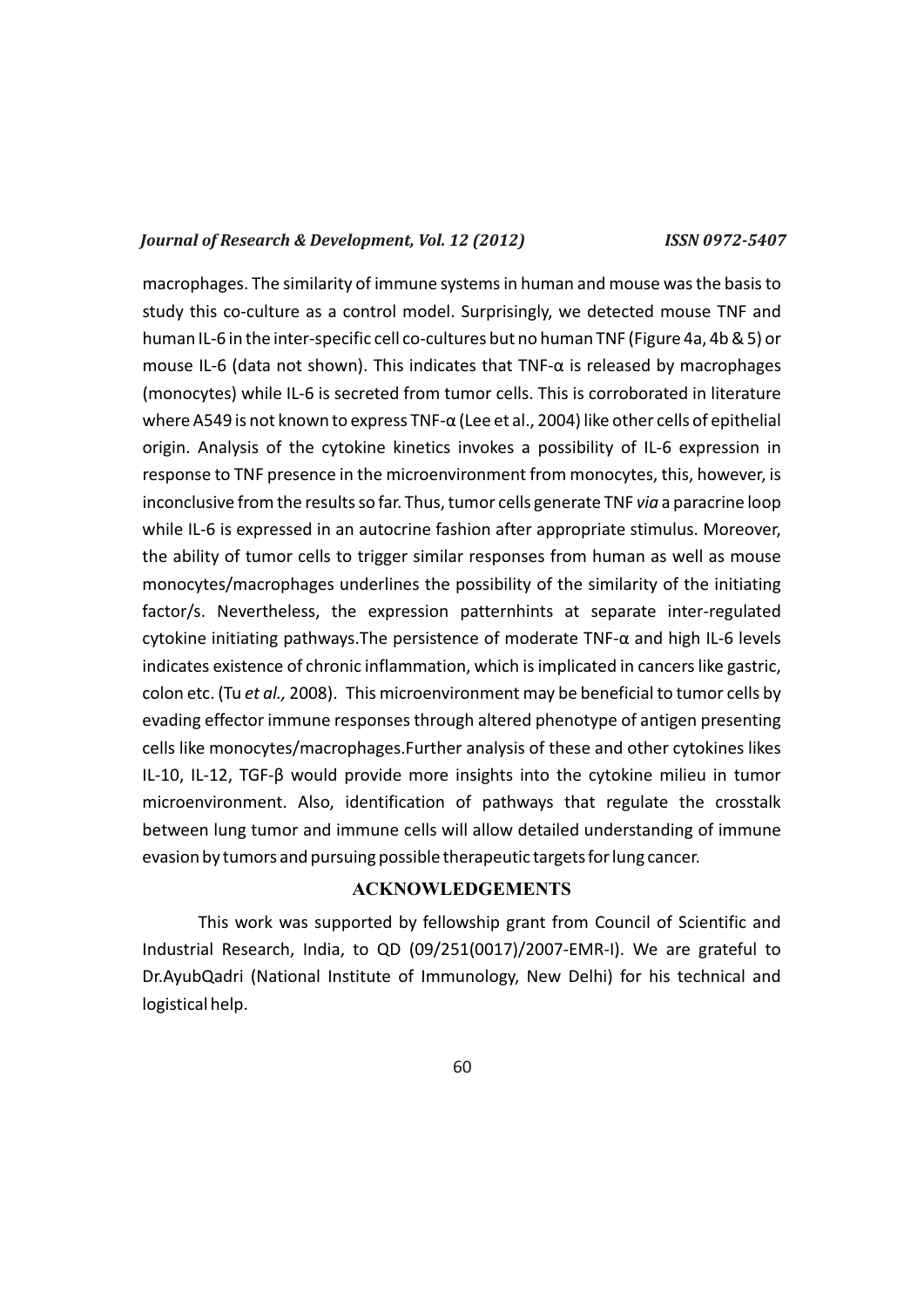macrophages. The similarity of immune systems in human and mouse was the basis to study this co-culture as a control model. Surprisingly, we detected mouse TNF and human IL-6 in the inter-specific cell co-cultures but no human TNF (Figure 4a, 4b & 5) or mouse IL-6 (data not shown). This indicates that TNF-α is released by macrophages (monocytes) while IL-6 is secreted from tumor cells. This is corroborated in literature where A549 is not known to express TNF-α (Lee et al., 2004) like other cells of epithelial origin. Analysis of the cytokine kinetics invokes a possibility of IL-6 expression in response to TNF presence in the microenvironment from monocytes, this, however, is inconclusive from the results so far. Thus, tumor cells generate TNF *via* a paracrine loop while IL-6 is expressed in an autocrine fashion after appropriate stimulus. Moreover, the ability of tumor cells to trigger similar responses from human as well as mouse monocytes/macrophages underlines the possibility of the similarity of the initiating factor/s. Nevertheless, the expression patternhints at separate inter-regulated cytokine initiating pathways.The persistence of moderate TNF-α and high IL-6 levels indicates existence of chronic inflammation, which is implicated in cancers like gastric, colon etc. (Tu *et al.,* 2008). This microenvironment may be beneficial to tumor cells by evading effector immune responses through altered phenotype of antigen presenting cells like monocytes/macrophages.Further analysis of these and other cytokines likes IL-10, IL-12, TGF-β would provide more insights into the cytokine milieu in tumor microenvironment. Also, identification of pathways that regulate the crosstalk between lung tumor and immune cells will allow detailed understanding of immune evasion by tumors and pursuing possible therapeutic targets for lung cancer.

## ACKNOWLEDGEMENTS

This work was supported by fellowship grant from Council of Scientific and Industrial Research, India, to QD (09/251(0017)/2007-EMR-I). We are grateful to Dr.AyubQadri (National Institute of Immunology, New Delhi) for his technical and logistical help.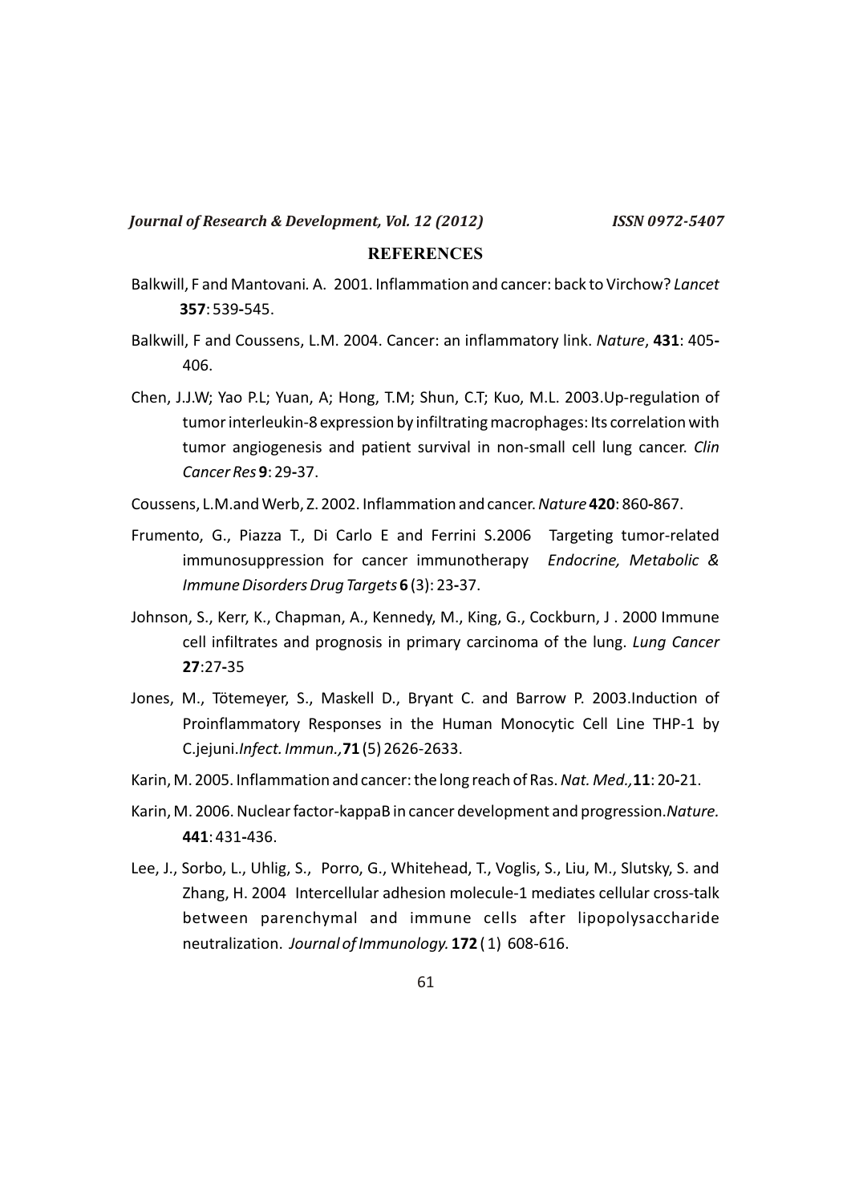## REFERENCES

Balkwill, F and Mantovani. A. 2001. Inflammation and cancer: back to Virchow? *Lancet* **357**: 539-545.

Balkwill, F and Coussens, L.M. 2004. Cancer: an inflammatory link. *Nature*, **431**: 405-406.

Chen, J.J.W; Yao P.L; Yuan, A; Hong, T.M; Shun, C.T; Kuo, M.L. 2003.Up-regulation of tumor interleukin-8 expression by infiltrating macrophages: Its correlation with tumor angiogenesis and patient survival in non-small cell lung cancer. *Clin Cancer Res* **9**: 29-37.

Coussens, L.M.and Werb, Z. 2002. Inflammation and cancer. *Nature* **420**: 860-867.

Frumento, G., Piazza T., Di Carlo E and Ferrini S.2006 Targeting tumor-related immunosuppression for cancer immunotherapy *Endocrine, Metabolic & Immune Disorders Drug Targets* **6** (3): 23-37.

Johnson, S., Kerr, K., Chapman, A., Kennedy, M., King, G., Cockburn, J . 2000 Immune cell infiltrates and prognosis in primary carcinoma of the lung. *Lung Cancer* **27**:27-35

Jones, M., Tötemeyer, S., Maskell D., Bryant C. and Barrow P. 2003.Induction of Proinflammatory Responses in the Human Monocytic Cell Line THP-1 by C.jejuni.*Infect. Immun.,***71** (5) 2626-2633.

Karin, M. 2005. Inflammation and cancer: the long reach of Ras. *Nat. Med.,* **11**: 20-21.

Karin, M. 2006. Nuclear factor-kappaB in cancer development and progression.*Nature.* **441**: 431-436.

Lee, J., Sorbo, L., Uhlig, S., Porro, G., Whitehead, T., Voglis, S., Liu, M., Slutsky, S. and Zhang, H. 2004 Intercellular adhesion molecule-1 mediates cellular cross-talk between parenchymal and immune cells after lipopolysaccharide neutralization. *Journal of Immunology.* **172** ( 1) 608-616.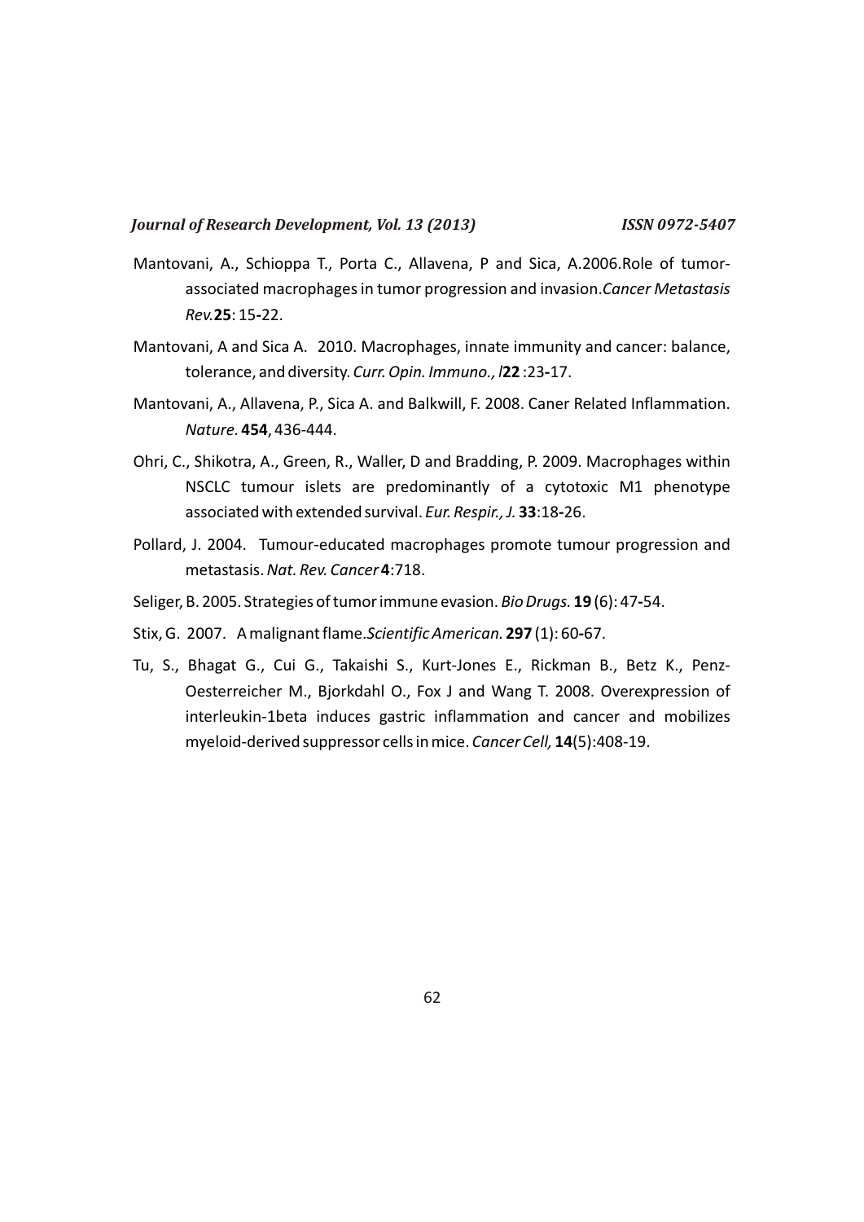Mantovani, A., Schioppa T., Porta C., Allavena, P and Sica, A.2006.Role of tumor-associated macrophages in tumor progression and invasion.*Cancer Metastasis Rev.***25**: 15-22.

Mantovani, A and Sica A. 2010. Macrophages, innate immunity and cancer: balance, tolerance, and diversity. *Curr. Opin. Immuno., l***22** :23-17.

Mantovani, A., Allavena, P., Sica A. and Balkwill, F. 2008. Caner Related Inflammation. *Nature.* **454**, 436-444.

Ohri, C., Shikotra, A., Green, R., Waller, D and Bradding, P. 2009. Macrophages within NSCLC tumour islets are predominantly of a cytotoxic M1 phenotype associated with extended survival. *Eur. Respir., J.* **33**:18-26.

Pollard, J. 2004. Tumour-educated macrophages promote tumour progression and metastasis. *Nat. Rev. Cancer* **4**:718.

Seliger, B. 2005. Strategies of tumor immune evasion. *Bio Drugs.* **19** (6): 47-54.

Stix, G. 2007. A malignant flame.*Scientific American.* **297** (1): 60-67.

Tu, S., Bhagat G., Cui G., Takaishi S., Kurt-Jones E., Rickman B., Betz K., Penz-Oesterreicher M., Bjorkdahl O., Fox J and Wang T. 2008. Overexpression of interleukin-1beta induces gastric inflammation and cancer and mobilizes myeloid-derived suppressor cells in mice. *Cancer Cell,* **14**(5):408-19.